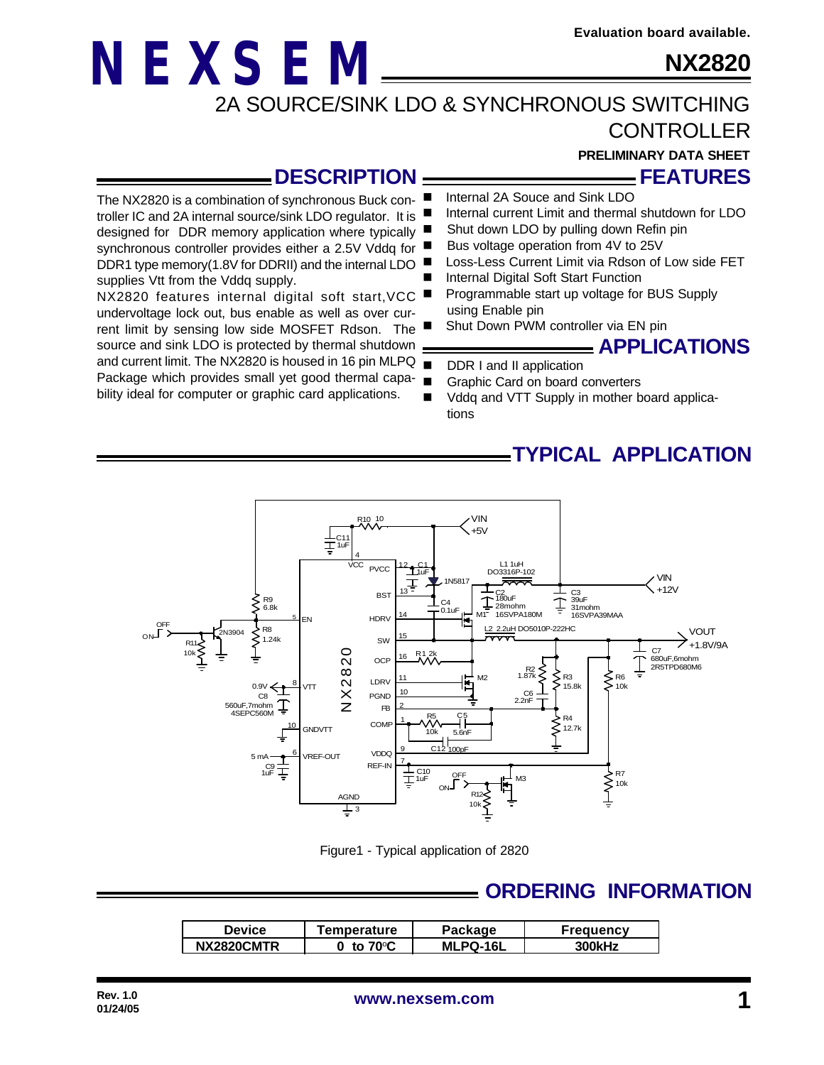Evaluation board available.

# NEXSEM

# NX2820

## 2A SOURCE/SINK LDO & SYNCHRONOUS SWITCHING CONTROLLER

**PRELIMINARY DATA SHEET**

## DESCRIPTION

The NX2820 is a combination of synchronous Buck controller IC and 2A internal source/sink LDO regulator. It is designed for DDR memory application where typically synchronous controller provides either a 2.5V Vddq for DDR1 type memory(1.8V for DDRII) and the internal LDO supplies Vtt from the Vddq supply.

NX2820 features internal digital soft start,VCC undervoltage lock out, bus enable as well as over current limit by sensing low side MOSFET Rdson. The source and sink LDO is protected by thermal shutdown and current limit. The NX2820 is housed in 16 pin MLPQ Package which provides small yet good thermal capability ideal for computer or graphic card applications.

## FEATURES

- Internal 2A Souce and Sink LDO
- Internal current Limit and thermal shutdown for LDO
- Shut down LDO by pulling down Refin pin
- Bus voltage operation from 4V to 25V
- Loss-Less Current Limit via Rdson of Low side FET
- Internal Digital Soft Start Function
- Programmable start up voltage for BUS Supply using Enable pin
- Shut Down PWM controller via EN pin

## APPLICATIONS

- DDR I and II application
- Graphic Card on board converters
- Vddq and VTT Supply in mother board applications

## TYPICAL APPLICATION

Figure1 - Typical application of 2820

## ORDERING INFORMATION

| Device | Temperature | Package | Frequency |
|---|---|---|---|
| NX2820CMTR | 0 to 70°C | MLPQ-16L | 300kHz |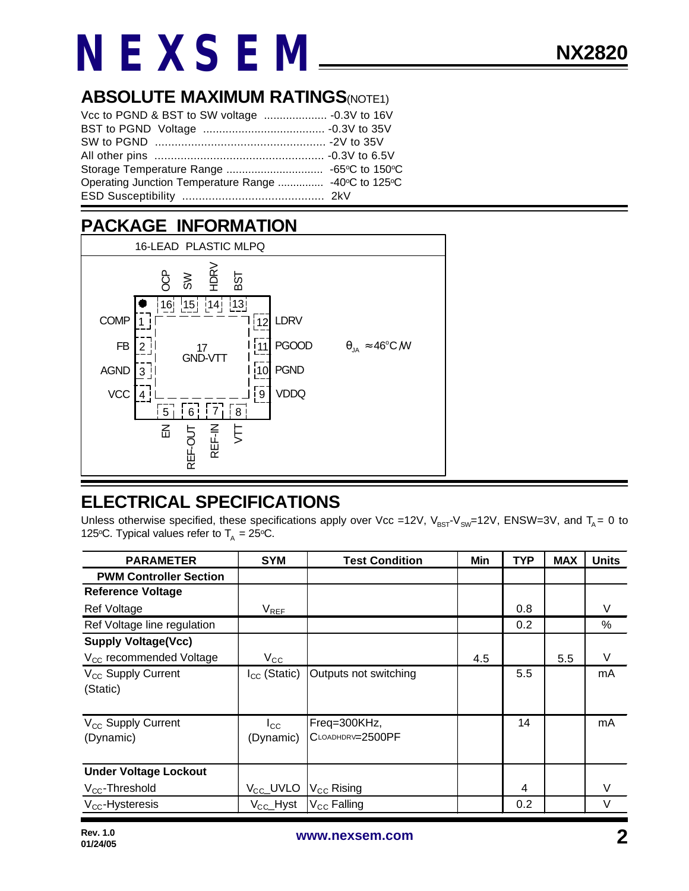## ABSOLUTE MAXIMUM RATINGS(NOTE1)

Vcc to PGND & BST to SW voltage .................... -0.3V to 16V
BST to PGND Voltage ...................................... -0.3V to 35V
SW to PGND .................................................... -2V to 35V
All other pins .................................................... -0.3V to 6.5V
Storage Temperature Range .............................. -65°C to 150°C
Operating Junction Temperature Range ............... -40°C to 125°C
ESD Susceptibility ........................................... 2kV

## PACKAGE INFORMATION

16-LEAD PLASTIC MLPQ

| Pin | Name |
|---|---|
| 1 | COMP |
| 2 | FB |
| 3 | AGND |
| 4 | VCC |
| 5 | EN |
| 6 | REF-OUT |
| 7 | REF-IN |
| 8 | VTT |
| 9 | VDDQ |
| 10 | PGND |
| 11 | PGOOD |
| 12 | LDRV |
| 13 | BST |
| 14 | HDRV |
| 15 | SW |
| 16 | OCP |
| 17 | GND-VTT |

$\theta_{JA} \approx 46^{o}C/W$

## ELECTRICAL SPECIFICATIONS

Unless otherwise specified, these specifications apply over Vcc =12V, $V_{BST}$-$V_{SW}$=12V, ENSW=3V, and $T_A$ = 0 to 125°C. Typical values refer to $T_A$ = 25°C.

| PARAMETER | SYM | Test Condition | Min | TYP | MAX | Units |
|---|---|---|---|---|---|---|
| **PWM Controller Section** | | | | | | |
| **Reference Voltage** | | | | | | |
| Ref Voltage | $V_{REF}$ | | | 0.8 | | V |
| Ref Voltage line regulation | | | | 0.2 | | % |
| **Supply Voltage(Vcc)** | | | | | | |
| $V_{CC}$ recommended Voltage | $V_{CC}$ | | 4.5 | | 5.5 | V |
| $V_{CC}$ Supply Current (Static) | $I_{CC}$ (Static) | Outputs not switching | | 5.5 | | mA |
| $V_{CC}$ Supply Current (Dynamic) | $I_{CC}$ (Dynamic) | Freq=300KHz, $C_{LOADHDRV}$=2500PF | | 14 | | mA |
| **Under Voltage Lockout** | | | | | | |
| $V_{CC}$-Threshold | $V_{CC}$_UVLO | $V_{CC}$ Rising | | 4 | | V |
| $V_{CC}$-Hysteresis | $V_{CC}$_Hyst | $V_{CC}$ Falling | | 0.2 | | V |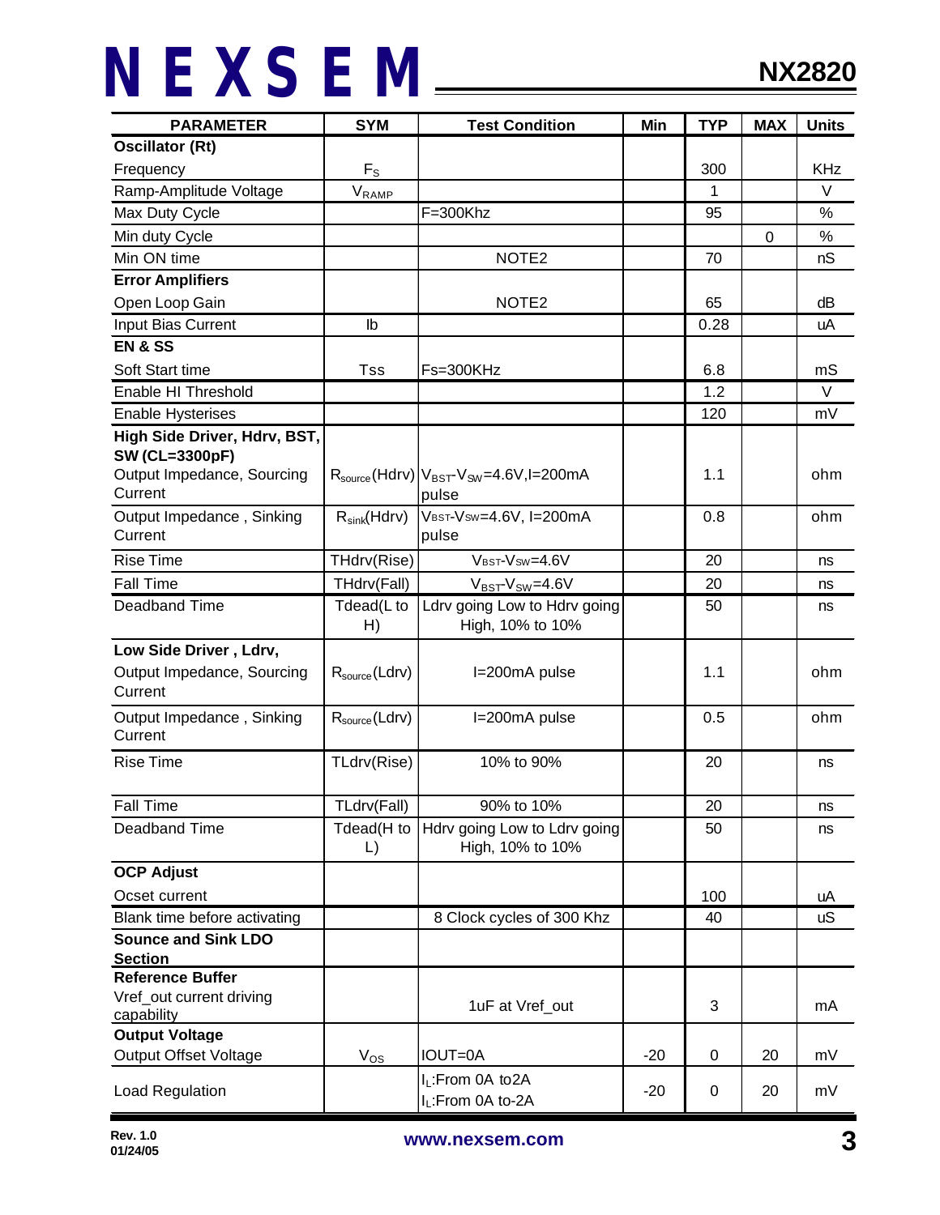| PARAMETER | SYM | Test Condition | Min | TYP | MAX | Units |
|---|---|---|---|---|---|---|
| **Oscillator (Rt)** | | | | | | |
| Frequency | $F_S$ | | | 300 | | KHz |
| Ramp-Amplitude Voltage | $V_{RAMP}$ | | | 1 | | V |
| Max Duty Cycle | | F=300Khz | | 95 | | % |
| Min duty Cycle | | | | | 0 | % |
| Min ON time | | NOTE2 | | 70 | | nS |
| **Error Amplifiers** | | | | | | |
| Open Loop Gain | | NOTE2 | | 65 | | dB |
| Input Bias Current | Ib | | | 0.28 | | uA |
| **EN & SS** | | | | | | |
| Soft Start time | Tss | Fs=300KHz | | 6.8 | | mS |
| Enable HI Threshold | | | | 1.2 | | V |
| Enable Hysterises | | | | 120 | | mV |
| **High Side Driver, Hdrv, BST, SW (CL=3300pF)** | | | | | | |
| Output Impedance, Sourcing Current | $R_{source}$(Hdrv) | $V_{BST}$-$V_{SW}$=4.6V,I=200mA pulse | | 1.1 | | ohm |
| Output Impedance , Sinking Current | $R_{sink}$(Hdrv) | $V_{BST}$-$V_{SW}$=4.6V, I=200mA pulse | | 0.8 | | ohm |
| Rise Time | THdrv(Rise) | $V_{BST}$-$V_{SW}$=4.6V | | 20 | | ns |
| Fall Time | THdrv(Fall) | $V_{BST}$-$V_{SW}$=4.6V | | 20 | | ns |
| Deadband Time | Tdead(L to H) | Ldrv going Low to Hdrv going High, 10% to 10% | | 50 | | ns |
| **Low Side Driver , Ldrv,** | | | | | | |
| Output Impedance, Sourcing Current | $R_{source}$(Ldrv) | I=200mA pulse | | 1.1 | | ohm |
| Output Impedance , Sinking Current | $R_{source}$(Ldrv) | I=200mA pulse | | 0.5 | | ohm |
| Rise Time | TLdrv(Rise) | 10% to 90% | | 20 | | ns |
| Fall Time | TLdrv(Fall) | 90% to 10% | | 20 | | ns |
| Deadband Time | Tdead(H to L) | Hdrv going Low to Ldrv going High, 10% to 10% | | 50 | | ns |
| **OCP Adjust** | | | | | | |
| Ocset current | | | | 100 | | uA |
| Blank time before activating | | 8 Clock cycles of 300 Khz | | 40 | | uS |
| **Sounce and Sink LDO Section** | | | | | | |
| **Reference Buffer** | | | | | | |
| Vref_out current driving capability | | 1uF at Vref_out | | 3 | | mA |
| **Output Voltage** | | | | | | |
| Output Offset Voltage | $V_{OS}$ | IOUT=0A | -20 | 0 | 20 | mV |
| Load Regulation | | $I_L$:From 0A to2A<br>$I_L$:From 0A to-2A | -20 | 0 | 20 | mV |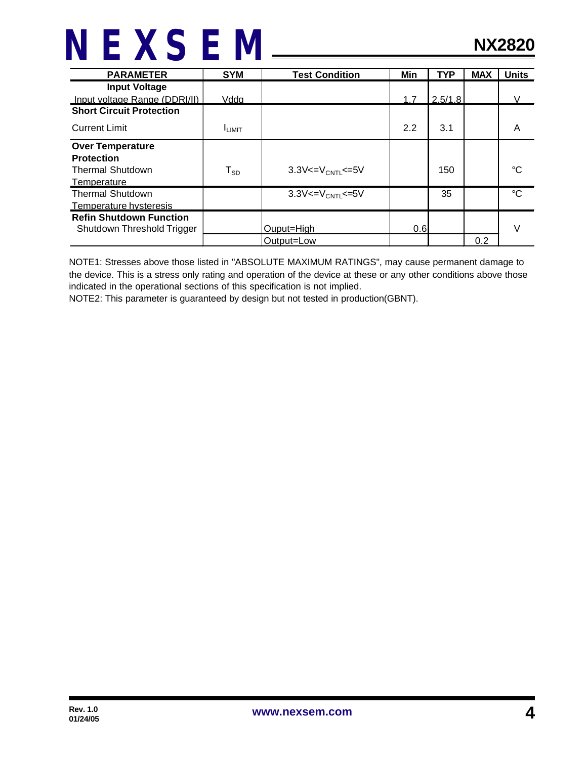| PARAMETER | SYM | Test Condition | Min | TYP | MAX | Units |
|---|---|---|---|---|---|---|
| **Input Voltage** | | | | | | |
| Input voltage Range (DDRI/II) | Vddq | | 1.7 | 2.5/1.8 | | V |
| **Short Circuit Protection** | | | | | | |
| Current Limit | $I_{LIMIT}$ | | 2.2 | 3.1 | | A |
| **Over Temperature Protection** | | | | | | |
| Thermal Shutdown Temperature | $T_{SD}$ | $3.3V<=V_{CNTL}<=5V$ | | 150 | | °C |
| Thermal Shutdown Temperature hysteresis | | $3.3V<=V_{CNTL}<=5V$ | | 35 | | °C |
| **Refin Shutdown Function** | | | | | | |
| Shutdown Threshold Trigger | | Ouput=High | 0.6 | | | V |
| | | Output=Low | | | 0.2 | |

NOTE1: Stresses above those listed in "ABSOLUTE MAXIMUM RATINGS", may cause permanent damage to the device. This is a stress only rating and operation of the device at these or any other conditions above those indicated in the operational sections of this specification is not implied.

NOTE2: This parameter is guaranteed by design but not tested in production(GBNT).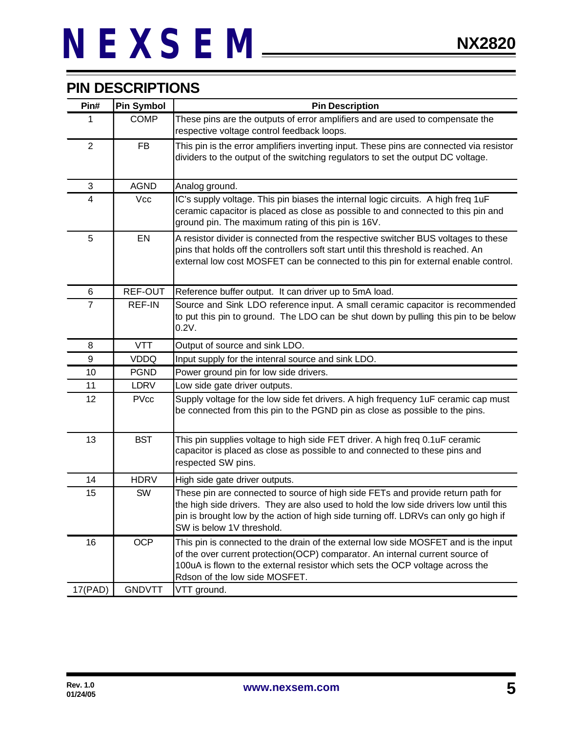## PIN DESCRIPTIONS

| Pin# | Pin Symbol | Pin Description |
| --- | --- | --- |
| 1 | COMP | These pins are the outputs of error amplifiers and are used to compensate the respective voltage control feedback loops. |
| 2 | FB | This pin is the error amplifiers inverting input. These pins are connected via resistor dividers to the output of the switching regulators to set the output DC voltage. |
| 3 | AGND | Analog ground. |
| 4 | Vcc | IC's supply voltage. This pin biases the internal logic circuits. A high freq 1uF ceramic capacitor is placed as close as possible to and connected to this pin and ground pin. The maximum rating of this pin is 16V. |
| 5 | EN | A resistor divider is connected from the respective switcher BUS voltages to these pins that holds off the controllers soft start until this threshold is reached. An external low cost MOSFET can be connected to this pin for external enable control. |
| 6 | REF-OUT | Reference buffer output. It can driver up to 5mA load. |
| 7 | REF-IN | Source and Sink LDO reference input. A small ceramic capacitor is recommended to put this pin to ground. The LDO can be shut down by pulling this pin to be below 0.2V. |
| 8 | VTT | Output of source and sink LDO. |
| 9 | VDDQ | Input supply for the intenral source and sink LDO. |
| 10 | PGND | Power ground pin for low side drivers. |
| 11 | LDRV | Low side gate driver outputs. |
| 12 | PVcc | Supply voltage for the low side fet drivers. A high frequency 1uF ceramic cap must be connected from this pin to the PGND pin as close as possible to the pins. |
| 13 | BST | This pin supplies voltage to high side FET driver. A high freq 0.1uF ceramic capacitor is placed as close as possible to and connected to these pins and respected SW pins. |
| 14 | HDRV | High side gate driver outputs. |
| 15 | SW | These pin are connected to source of high side FETs and provide return path for the high side drivers. They are also used to hold the low side drivers low until this pin is brought low by the action of high side turning off. LDRVs can only go high if SW is below 1V threshold. |
| 16 | OCP | This pin is connected to the drain of the external low side MOSFET and is the input of the over current protection(OCP) comparator. An internal current source of 100uA is flown to the external resistor which sets the OCP voltage across the Rdson of the low side MOSFET. |
| 17(PAD) | GNDVTT | VTT ground. |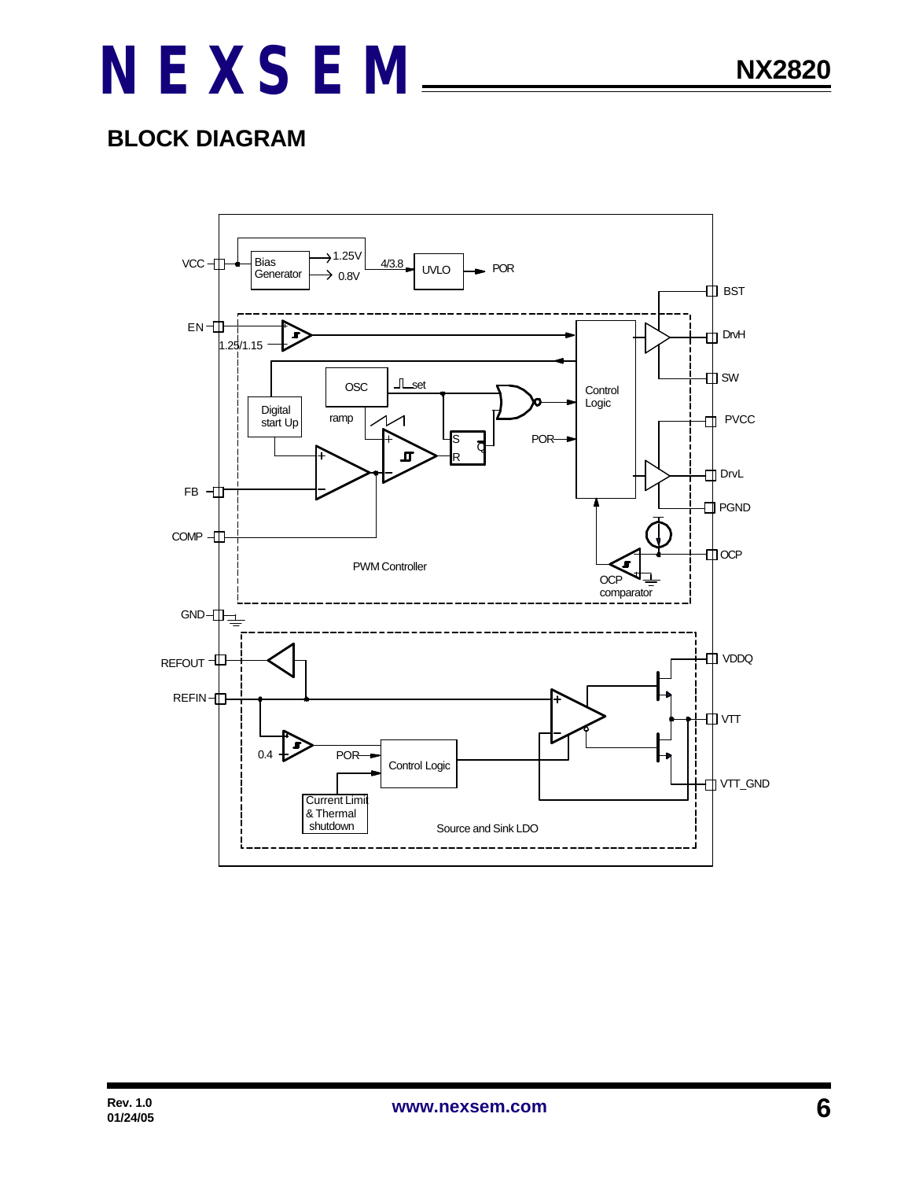## BLOCK DIAGRAM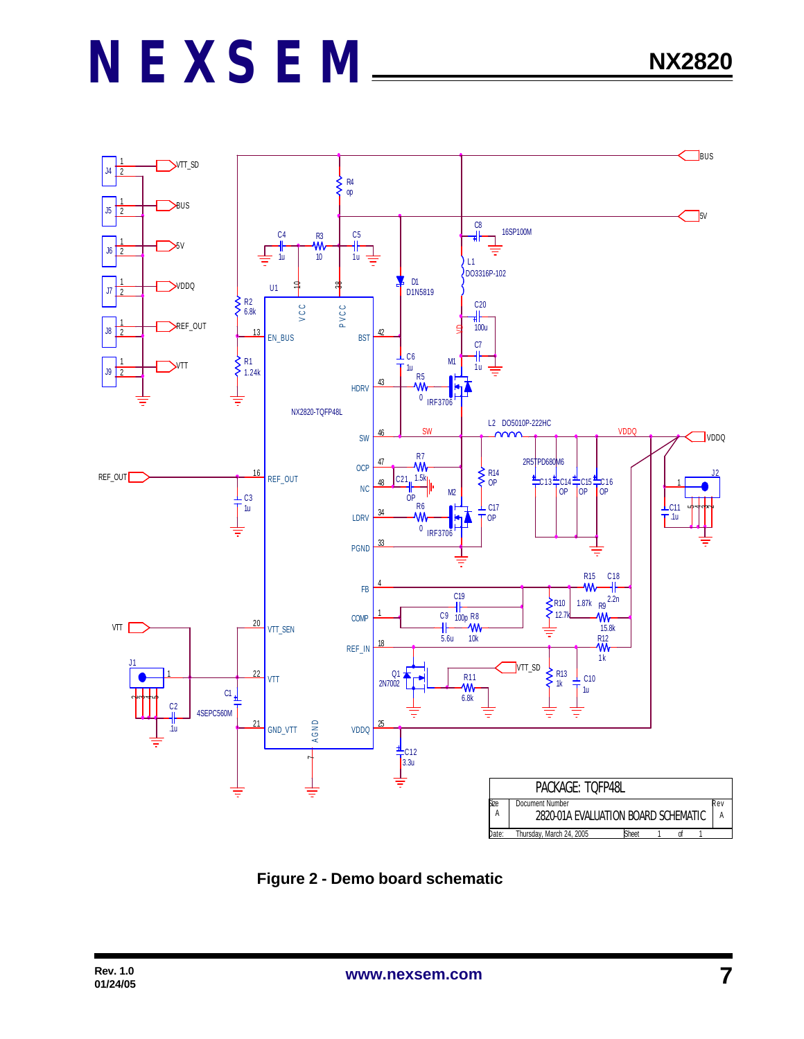Figure 2 - Demo board schematic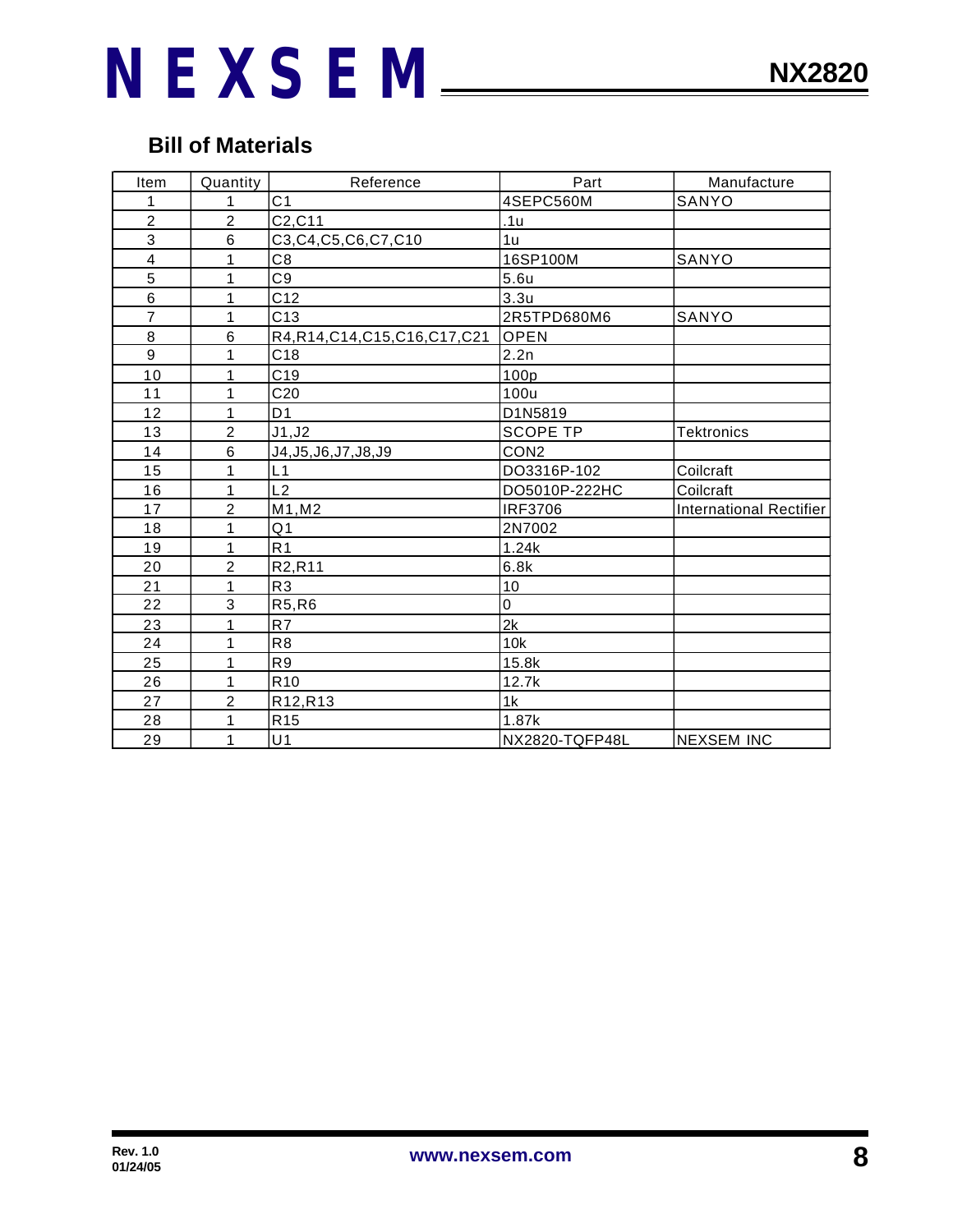## Bill of Materials

| Item | Quantity | Reference | Part | Manufacture |
|---|---|---|---|---|
| 1 | 1 | C1 | 4SEPC560M | SANYO |
| 2 | 2 | C2,C11 | .1u | |
| 3 | 6 | C3,C4,C5,C6,C7,C10 | 1u | |
| 4 | 1 | C8 | 16SP100M | SANYO |
| 5 | 1 | C9 | 5.6u | |
| 6 | 1 | C12 | 3.3u | |
| 7 | 1 | C13 | 2R5TPD680M6 | SANYO |
| 8 | 6 | R4,R14,C14,C15,C16,C17,C21 | OPEN | |
| 9 | 1 | C18 | 2.2n | |
| 10 | 1 | C19 | 100p | |
| 11 | 1 | C20 | 100u | |
| 12 | 1 | D1 | D1N5819 | |
| 13 | 2 | J1,J2 | SCOPE TP | Tektronics |
| 14 | 6 | J4,J5,J6,J7,J8,J9 | CON2 | |
| 15 | 1 | L1 | DO3316P-102 | Coilcraft |
| 16 | 1 | L2 | DO5010P-222HC | Coilcraft |
| 17 | 2 | M1,M2 | IRF3706 | International Rectifier |
| 18 | 1 | Q1 | 2N7002 | |
| 19 | 1 | R1 | 1.24k | |
| 20 | 2 | R2,R11 | 6.8k | |
| 21 | 1 | R3 | 10 | |
| 22 | 3 | R5,R6 | 0 | |
| 23 | 1 | R7 | 2k | |
| 24 | 1 | R8 | 10k | |
| 25 | 1 | R9 | 15.8k | |
| 26 | 1 | R10 | 12.7k | |
| 27 | 2 | R12,R13 | 1k | |
| 28 | 1 | R15 | 1.87k | |
| 29 | 1 | U1 | NX2820-TQFP48L | NEXSEM INC |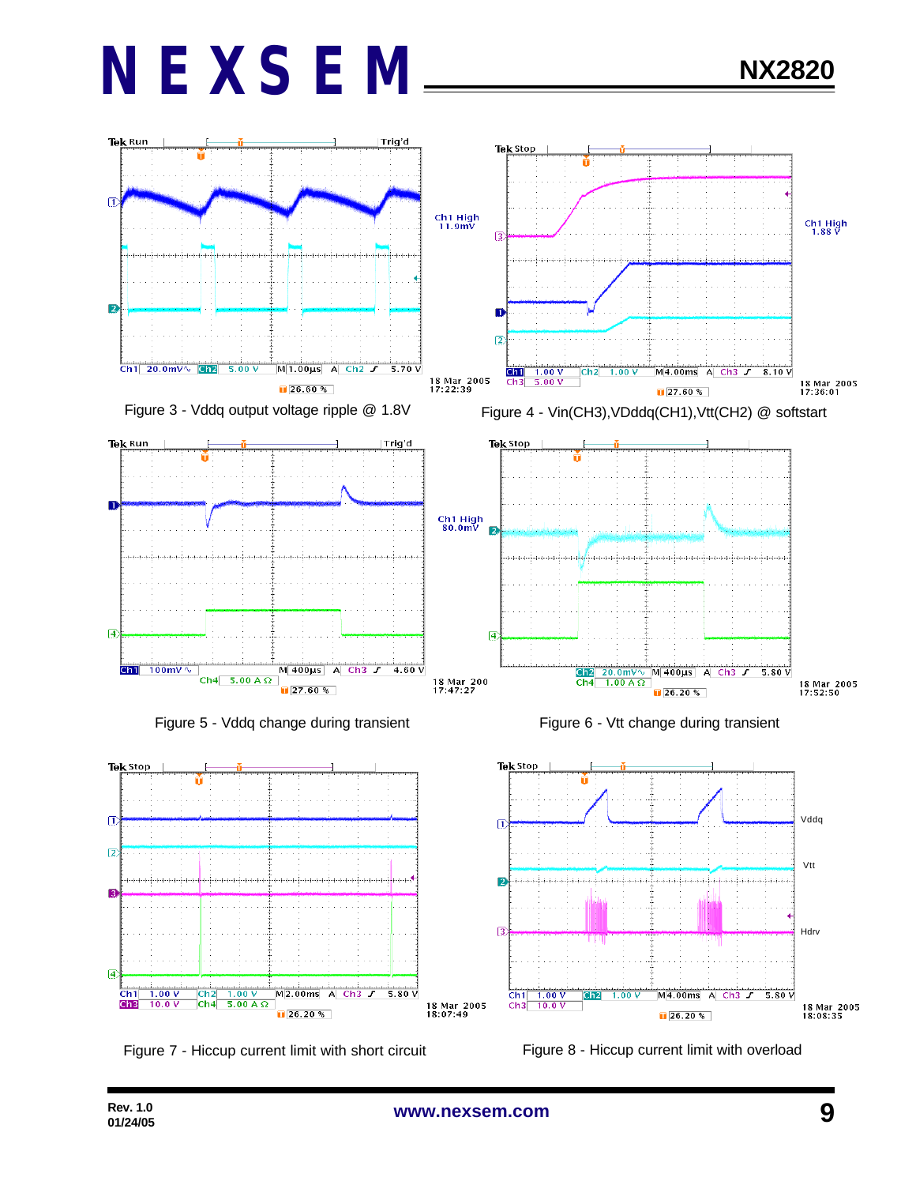Figure 3 - Vddq output voltage ripple @ 1.8V

Figure 4 - Vin(CH3),VDddq(CH1),Vtt(CH2) @ softstart

Figure 5 - Vddq change during transient

Figure 6 - Vtt change during transient

Figure 7 - Hiccup current limit with short circuit

Figure 8 - Hiccup current limit with overload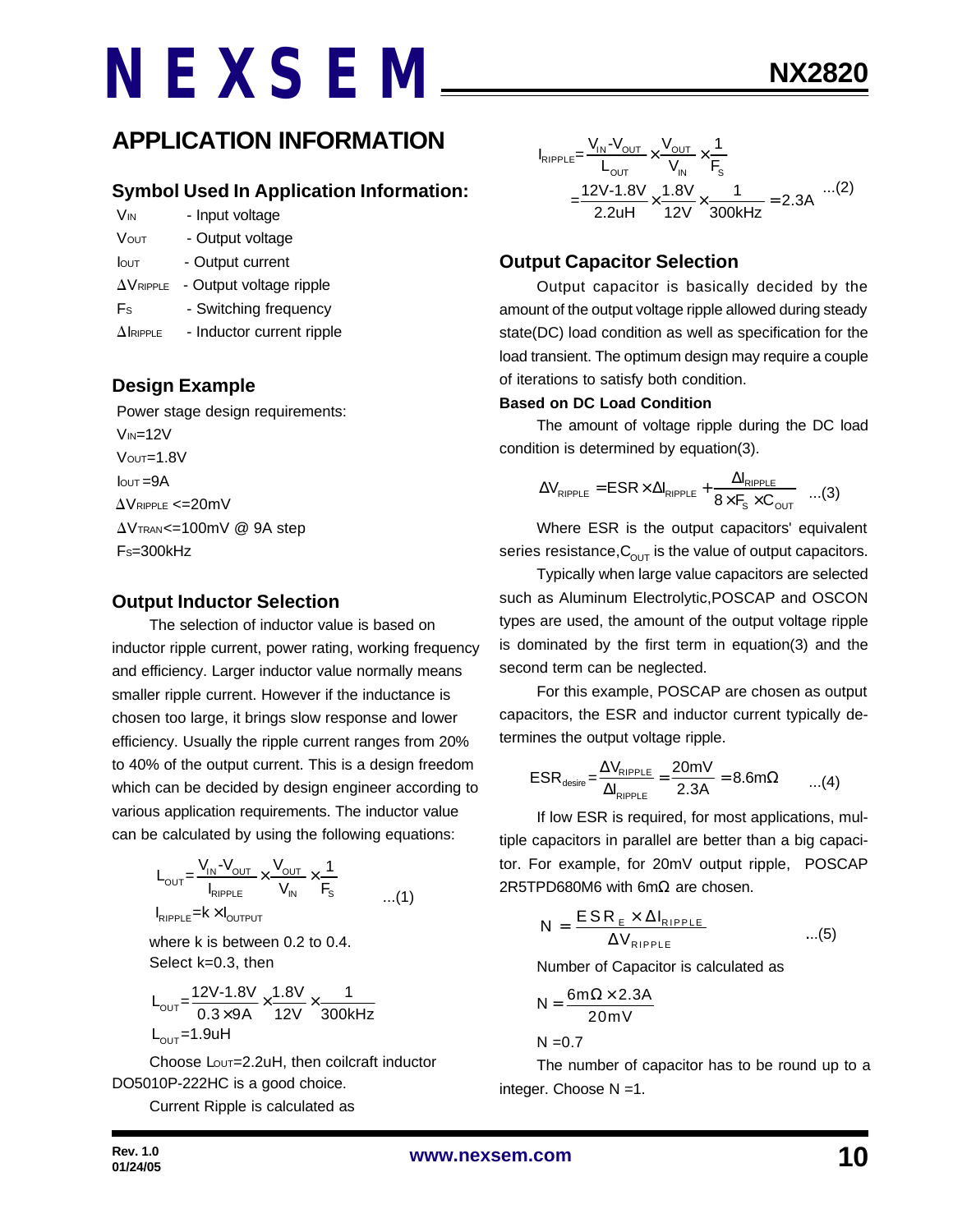## APPLICATION INFORMATION

### Symbol Used In Application Information:

$V_{IN}$ - Input voltage

$V_{OUT}$ - Output voltage

$I_{OUT}$ - Output current

$\Delta V_{RIPPLE}$ - Output voltage ripple

$F_S$ - Switching frequency

$\Delta I_{RIPPLE}$ - Inductor current ripple

### Design Example

Power stage design requirements:

$V_{IN}$=12V

$V_{OUT}$=1.8V

$I_{OUT}$=9A

$\Delta V_{RIPPLE}$ <=20mV

$\Delta V_{TRAN}$<=100mV @ 9A step

$F_S$=300kHz

### Output Inductor Selection

The selection of inductor value is based on inductor ripple current, power rating, working frequency and efficiency. Larger inductor value normally means smaller ripple current. However if the inductance is chosen too large, it brings slow response and lower efficiency. Usually the ripple current ranges from 20% to 40% of the output current. This is a design freedom which can be decided by design engineer according to various application requirements. The inductor value can be calculated by using the following equations:

$$L_{OUT}=\frac{V_{IN}-V_{OUT}}{I_{RIPPLE}}\times\frac{V_{OUT}}{V_{IN}}\times\frac{1}{F_S} \quad ...(1)$$

$$I_{RIPPLE}=k\times I_{OUTPUT}$$

where k is between 0.2 to 0.4.
Select k=0.3, then

$$L_{OUT}=\frac{12V-1.8V}{0.3\times 9A}\times\frac{1.8V}{12V}\times\frac{1}{300kHz}$$

$$L_{OUT}=1.9uH$$

Choose $L_{OUT}$=2.2uH, then coilcraft inductor DO5010P-222HC is a good choice.

Current Ripple is calculated as

$$I_{RIPPLE}=\frac{V_{IN}-V_{OUT}}{L_{OUT}}\times\frac{V_{OUT}}{V_{IN}}\times\frac{1}{F_S}$$
$$=\frac{12V-1.8V}{2.2uH}\times\frac{1.8V}{12V}\times\frac{1}{300kHz}=2.3A \quad ...(2)$$

### Output Capacitor Selection

Output capacitor is basically decided by the amount of the output voltage ripple allowed during steady state(DC) load condition as well as specification for the load transient. The optimum design may require a couple of iterations to satisfy both condition.

**Based on DC Load Condition**

The amount of voltage ripple during the DC load condition is determined by equation(3).

$$\Delta V_{RIPPLE}=ESR\times\Delta I_{RIPPLE}+\frac{\Delta I_{RIPPLE}}{8\times F_S\times C_{OUT}} \quad ...(3)$$

Where ESR is the output capacitors' equivalent series resistance, $C_{OUT}$ is the value of output capacitors.

Typically when large value capacitors are selected such as Aluminum Electrolytic,POSCAP and OSCON types are used, the amount of the output voltage ripple is dominated by the first term in equation(3) and the second term can be neglected.

For this example, POSCAP are chosen as output capacitors, the ESR and inductor current typically determines the output voltage ripple.

$$ESR_{desire}=\frac{\Delta V_{RIPPLE}}{\Delta I_{RIPPLE}}=\frac{20mV}{2.3A}=8.6m\Omega \quad ...(4)$$

If low ESR is required, for most applications, multiple capacitors in parallel are better than a big capacitor. For example, for 20mV output ripple, POSCAP 2R5TPD680M6 with 6mΩ are chosen.

$$N=\frac{ESR_E\times\Delta I_{RIPPLE}}{\Delta V_{RIPPLE}} \quad ...(5)$$

Number of Capacitor is calculated as

$$N=\frac{6m\Omega\times 2.3A}{20mV}$$

$$N=0.7$$

The number of capacitor has to be round up to a integer. Choose N =1.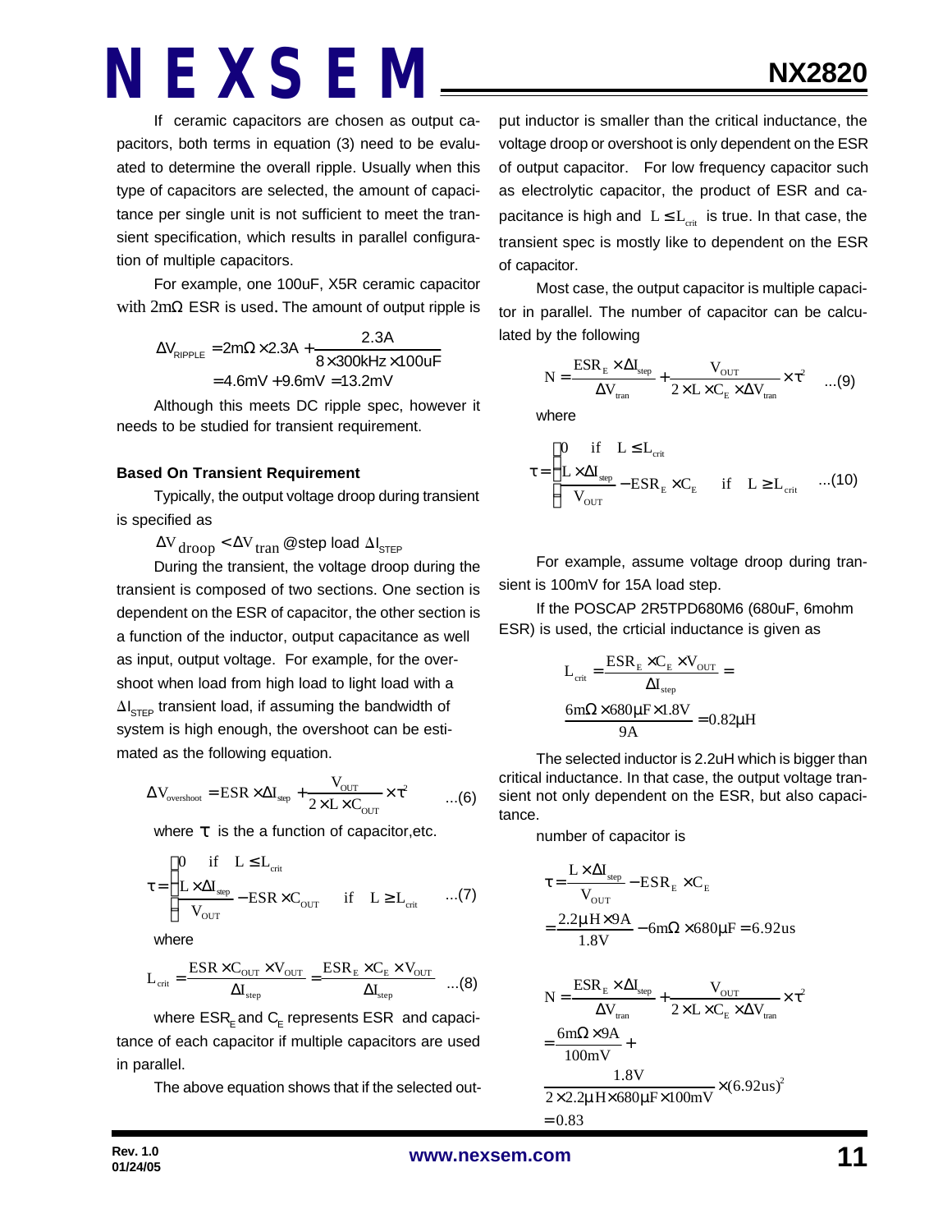If ceramic capacitors are chosen as output capacitors, both terms in equation (3) need to be evaluated to determine the overall ripple. Usually when this type of capacitors are selected, the amount of capacitance per single unit is not sufficient to meet the transient specification, which results in parallel configuration of multiple capacitors.

For example, one 100uF, X5R ceramic capacitor with 2mΩ ESR is used. The amount of output ripple is

$$\Delta V_{RIPPLE} = 2m\Omega \times 2.3A + \frac{2.3A}{8 \times 300kHz \times 100uF}$$
$$= 4.6mV + 9.6mV = 13.2mV$$

Although this meets DC ripple spec, however it needs to be studied for transient requirement.

**Based On Transient Requirement**

Typically, the output voltage droop during transient is specified as

$\Delta V_{droop} < \Delta V_{tran}$ @step load $\Delta I_{STEP}$

During the transient, the voltage droop during the transient is composed of two sections. One section is dependent on the ESR of capacitor, the other section is a function of the inductor, output capacitance as well as input, output voltage. For example, for the overshoot when load from high load to light load with a $\Delta I_{STEP}$ transient load, if assuming the bandwidth of system is high enough, the overshoot can be estimated as the following equation.

$$\Delta V_{overshoot} = ESR \times \Delta I_{step} + \frac{V_{OUT}}{2 \times L \times C_{OUT}} \times \tau^2 \quad ...(6)$$

where $\tau$ is the a function of capacitor,etc.

$$\tau = \begin{cases} 0 & \text{if} \quad L \le L_{crit} \\ \dfrac{L \times \Delta I_{step}}{V_{OUT}} - ESR \times C_{OUT} & \text{if} \quad L \ge L_{crit} \end{cases} \quad ...(7)$$

where

$$L_{crit} = \frac{ESR \times C_{OUT} \times V_{OUT}}{\Delta I_{step}} = \frac{ESR_E \times C_E \times V_{OUT}}{\Delta I_{step}} \quad ...(8)$$

where $ESR_E$ and $C_E$ represents ESR and capacitance of each capacitor if multiple capacitors are used in parallel.

The above equation shows that if the selected output inductor is smaller than the critical inductance, the voltage droop or overshoot is only dependent on the ESR of output capacitor. For low frequency capacitor such as electrolytic capacitor, the product of ESR and capacitance is high and $L \le L_{crit}$ is true. In that case, the transient spec is mostly like to dependent on the ESR of capacitor.

Most case, the output capacitor is multiple capacitor in parallel. The number of capacitor can be calculated by the following

$$N = \frac{ESR_E \times \Delta I_{step}}{\Delta V_{tran}} + \frac{V_{OUT}}{2 \times L \times C_E \times \Delta V_{tran}} \times \tau^2 \quad ...(9)$$

where

$$\tau = \begin{cases} 0 & \text{if} \quad L \le L_{crit} \\ \dfrac{L \times \Delta I_{step}}{V_{OUT}} - ESR_E \times C_E & \text{if} \quad L \ge L_{crit} \end{cases} \quad ...(10)$$

For example, assume voltage droop during transient is 100mV for 15A load step.

If the POSCAP 2R5TPD680M6 (680uF, 6mohm ESR) is used, the crticial inductance is given as

$$L_{crit} = \frac{ESR_E \times C_E \times V_{OUT}}{\Delta I_{step}} =$$
$$\frac{6m\Omega \times 680\mu F \times 1.8V}{9A} = 0.82\mu H$$

The selected inductor is 2.2uH which is bigger than critical inductance. In that case, the output voltage transient not only dependent on the ESR, but also capacitance.

number of capacitor is

$$\tau = \frac{L \times \Delta I_{step}}{V_{OUT}} - ESR_E \times C_E$$
$$= \frac{2.2\mu H \times 9A}{1.8V} - 6m\Omega \times 680\mu F = 6.92us$$

$$N = \frac{ESR_E \times \Delta I_{step}}{\Delta V_{tran}} + \frac{V_{OUT}}{2 \times L \times C_E \times \Delta V_{tran}} \times \tau^2$$
$$= \frac{6m\Omega \times 9A}{100mV} +$$
$$\frac{1.8V}{2 \times 2.2\mu H \times 680\mu F \times 100mV} \times (6.92us)^2$$
$$= 0.83$$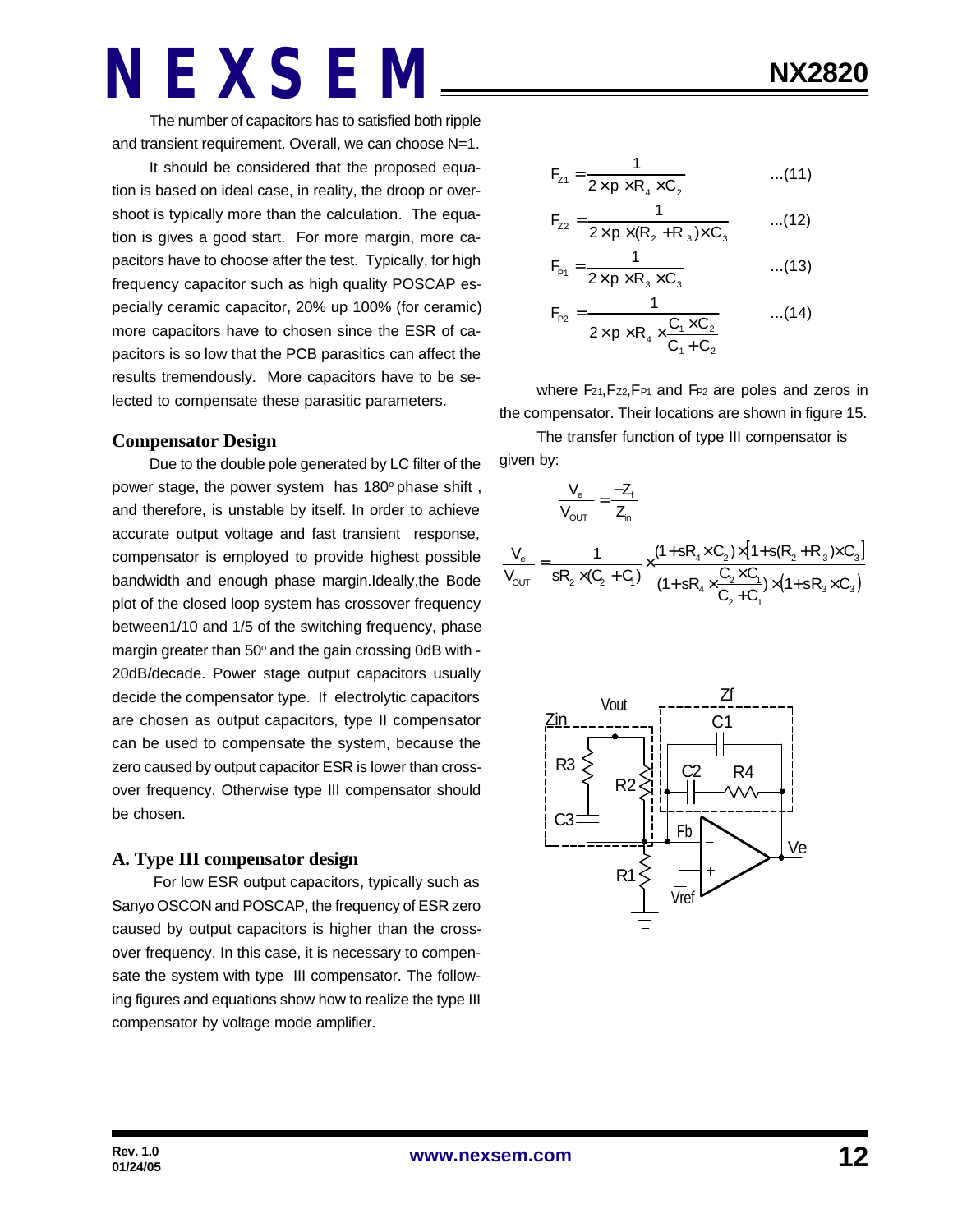The number of capacitors has to satisfied both ripple and transient requirement. Overall, we can choose N=1.

It should be considered that the proposed equation is based on ideal case, in reality, the droop or overshoot is typically more than the calculation. The equation is gives a good start. For more margin, more capacitors have to choose after the test. Typically, for high frequency capacitor such as high quality POSCAP especially ceramic capacitor, 20% up 100% (for ceramic) more capacitors have to chosen since the ESR of capacitors is so low that the PCB parasitics can affect the results tremendously. More capacitors have to be selected to compensate these parasitic parameters.

### Compensator Design

Due to the double pole generated by LC filter of the power stage, the power system has 180° phase shift , and therefore, is unstable by itself. In order to achieve accurate output voltage and fast transient response, compensator is employed to provide highest possible bandwidth and enough phase margin.Ideally,the Bode plot of the closed loop system has crossover frequency between1/10 and 1/5 of the switching frequency, phase margin greater than 50° and the gain crossing 0dB with -20dB/decade. Power stage output capacitors usually decide the compensator type. If electrolytic capacitors are chosen as output capacitors, type II compensator can be used to compensate the system, because the zero caused by output capacitor ESR is lower than crossover frequency. Otherwise type III compensator should be chosen.

### A. Type III compensator design

For low ESR output capacitors, typically such as Sanyo OSCON and POSCAP, the frequency of ESR zero caused by output capacitors is higher than the crossover frequency. In this case, it is necessary to compensate the system with type III compensator. The following figures and equations show how to realize the type III compensator by voltage mode amplifier.

$$F_{Z1} = \frac{1}{2 \times \pi \times R_4 \times C_2} \quad ...(11)$$

$$F_{Z2} = \frac{1}{2 \times \pi \times (R_2 + R_3) \times C_3} \quad ...(12)$$

$$F_{P1} = \frac{1}{2 \times \pi \times R_3 \times C_3} \quad ...(13)$$

$$F_{P2} = \frac{1}{2 \times \pi \times R_4 \times \frac{C_1 \times C_2}{C_1 + C_2}} \quad ...(14)$$

where $F_{Z1}$,$F_{Z2}$,$F_{P1}$ and $F_{P2}$ are poles and zeros in the compensator. Their locations are shown in figure 15.

The transfer function of type III compensator is given by:

$$\frac{V_e}{V_{OUT}} = \frac{-Z_f}{Z_{in}}$$

$$\frac{V_e}{V_{OUT}} = \frac{1}{sR_2 \times (C_2 + C_1)} \times \frac{(1 + sR_4 \times C_2) \times [1 + s(R_2 + R_3) \times C_3]}{(1 + sR_4 \times \frac{C_2 \times C_1}{C_2 + C_1}) \times (1 + sR_3 \times C_3)}$$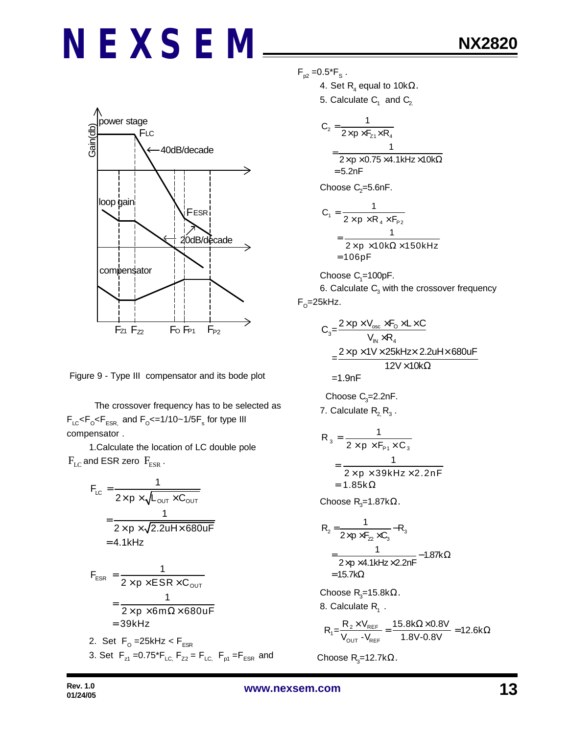Figure 9 - Type III compensator and its bode plot

The crossover frequency has to be selected as $F_{LC}<F_O<F_{ESR,}$ and $F_O<=1/10\sim1/5F_s$ for type III compensator .

1.Calculate the location of LC double pole $F_{LC}$ and ESR zero $F_{ESR}$.

$$
\begin{aligned}
F_{LC} &= \frac{1}{2\times\pi\times\sqrt{L_{OUT}\times C_{OUT}}} \\
&= \frac{1}{2\times\pi\times\sqrt{2.2uH\times680uF}} \\
&= 4.1kHz
\end{aligned}
$$

$$
\begin{aligned}
F_{ESR} &= \frac{1}{2\times\pi\times ESR\times C_{OUT}} \\
&= \frac{1}{2\times\pi\times6m\Omega\times680uF} \\
&= 39kHz
\end{aligned}
$$

2. Set $F_O$ =25kHz < $F_{ESR}$

3. Set $F_{z1}$ =0.75*$F_{LC,}$ $F_{Z2}$ = $F_{LC,}$ $F_{p1}$ =$F_{ESR}$ and $F_{p2}$ =0.5*$F_S$ .

4. Set $R_4$ equal to 10kΩ.

5. Calculate $C_1$ and $C_2$.

$$
\begin{aligned}
C_2 &= \frac{1}{2\times\pi\times F_{Z1}\times R_4} \\
&= \frac{1}{2\times\pi\times0.75\times4.1kHz\times10k\Omega} \\
&= 5.2nF
\end{aligned}
$$

Choose $C_2$=5.6nF.

$$
\begin{aligned}
C_1 &= \frac{1}{2\times\pi\times R_4\times F_{P2}} \\
&= \frac{1}{2\times\pi\times10k\Omega\times150kHz} \\
&= 106pF
\end{aligned}
$$

Choose $C_1$=100pF.

6. Calculate $C_3$ with the crossover frequency $F_O$=25kHz.

$$
\begin{aligned}
C_3 &= \frac{2\times\pi\times V_{osc}\times F_O\times L\times C}{V_{IN}\times R_4} \\
&= \frac{2\times\pi\times1V\times25kHz\times2.2uH\times680uF}{12V\times10k\Omega} \\
&= 1.9nF
\end{aligned}
$$

Choose $C_3$=2.2nF.

7. Calculate $R_{2,}$ $R_3$ .

$$
\begin{aligned}
R_3 &= \frac{1}{2\times\pi\times F_{P1}\times C_3} \\
&= \frac{1}{2\times\pi\times39kHz\times2.2nF} \\
&= 1.85k\Omega
\end{aligned}
$$

Choose $R_3$=1.87kΩ.

$$
\begin{aligned}
R_2 &= \frac{1}{2\times\pi\times F_{Z2}\times C_3} - R_3 \\
&= \frac{1}{2\times\pi\times4.1kHz\times2.2nF} - 1.87k\Omega \\
&= 15.7k\Omega
\end{aligned}
$$

Choose $R_3$=15.8kΩ.

8. Calculate $R_1$ .

$$
R_1 = \frac{R_2\times V_{REF}}{V_{OUT}-V_{REF}} = \frac{15.8k\Omega\times0.8V}{1.8V-0.8V} = 12.6k\Omega
$$

Choose $R_3$=12.7kΩ.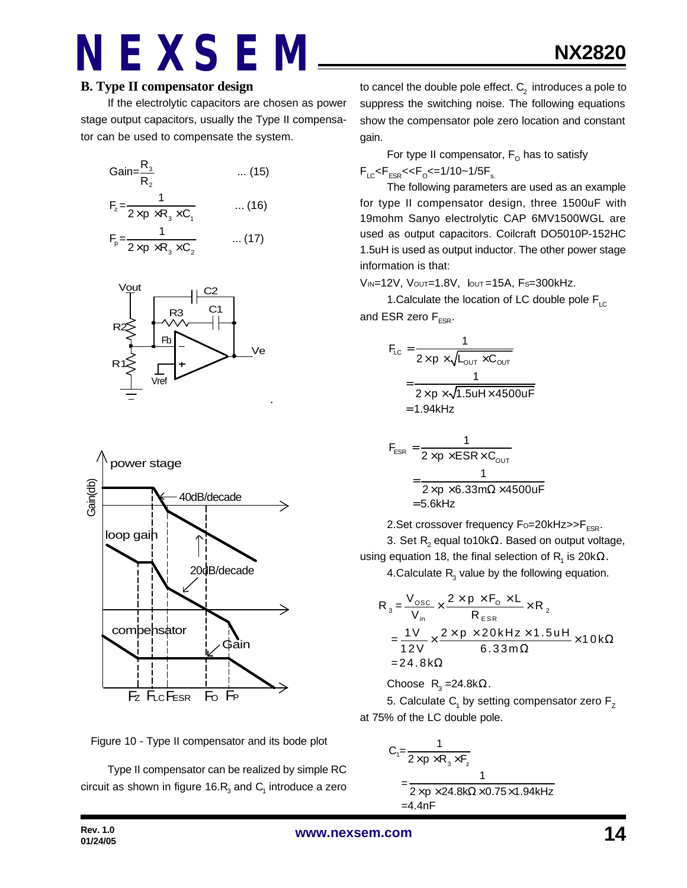## B. Type II compensator design

If the electrolytic capacitors are chosen as power stage output capacitors, usually the Type II compensator can be used to compensate the system.

$$\text{Gain}=\frac{R_3}{R_2} \quad \text{... (15)}$$

$$F_z=\frac{1}{2\times\pi\times R_3\times C_1} \quad \text{... (16)}$$

$$F_p=\frac{1}{2\times\pi\times R_3\times C_2} \quad \text{... (17)}$$

Figure 10 - Type II compensator and its bode plot

Type II compensator can be realized by simple RC circuit as shown in figure 16. $R_3$ and $C_1$ introduce a zero to cancel the double pole effect. $C_2$ introduces a pole to suppress the switching noise. The following equations show the compensator pole zero location and constant gain.

For type II compensator, $F_O$ has to satisfy $F_{LC}<F_{ESR}<<F_O<=1/10\sim1/5F_s$.

The following parameters are used as an example for type II compensator design, three 1500uF with 19mohm Sanyo electrolytic CAP 6MV1500WGL are used as output capacitors. Coilcraft DO5010P-152HC 1.5uH is used as output inductor. The other power stage information is that:

$V_{IN}$=12V, $V_{OUT}$=1.8V, $I_{OUT}$=15A, $F_S$=300kHz.

1. Calculate the location of LC double pole $F_{LC}$ and ESR zero $F_{ESR}$.

$$F_{LC}=\frac{1}{2\times\pi\times\sqrt{L_{OUT}\times C_{OUT}}}$$
$$=\frac{1}{2\times\pi\times\sqrt{1.5uH\times4500uF}}$$
$$=1.94kHz$$

$$F_{ESR}=\frac{1}{2\times\pi\times ESR\times C_{OUT}}$$
$$=\frac{1}{2\times\pi\times6.33m\Omega\times4500uF}$$
$$=5.6kHz$$

2. Set crossover frequency $F_O$=20kHz>>$F_{ESR}$.

3. Set $R_2$ equal to10k$\Omega$. Based on output voltage, using equation 18, the final selection of $R_1$ is 20k$\Omega$.

4. Calculate $R_3$ value by the following equation.

$$R_3=\frac{V_{OSC}}{V_{in}}\times\frac{2\times\pi\times F_O\times L}{R_{ESR}}\times R_2$$
$$=\frac{1V}{12V}\times\frac{2\times\pi\times20kHz\times1.5uH}{6.33m\Omega}\times10k\Omega$$
$$=24.8k\Omega$$

Choose $R_3$=24.8k$\Omega$.

5. Calculate $C_1$ by setting compensator zero $F_Z$ at 75% of the LC double pole.

$$C_1=\frac{1}{2\times\pi\times R_3\times F_z}$$
$$=\frac{1}{2\times\pi\times24.8k\Omega\times0.75\times1.94kHz}$$
$$=4.4nF$$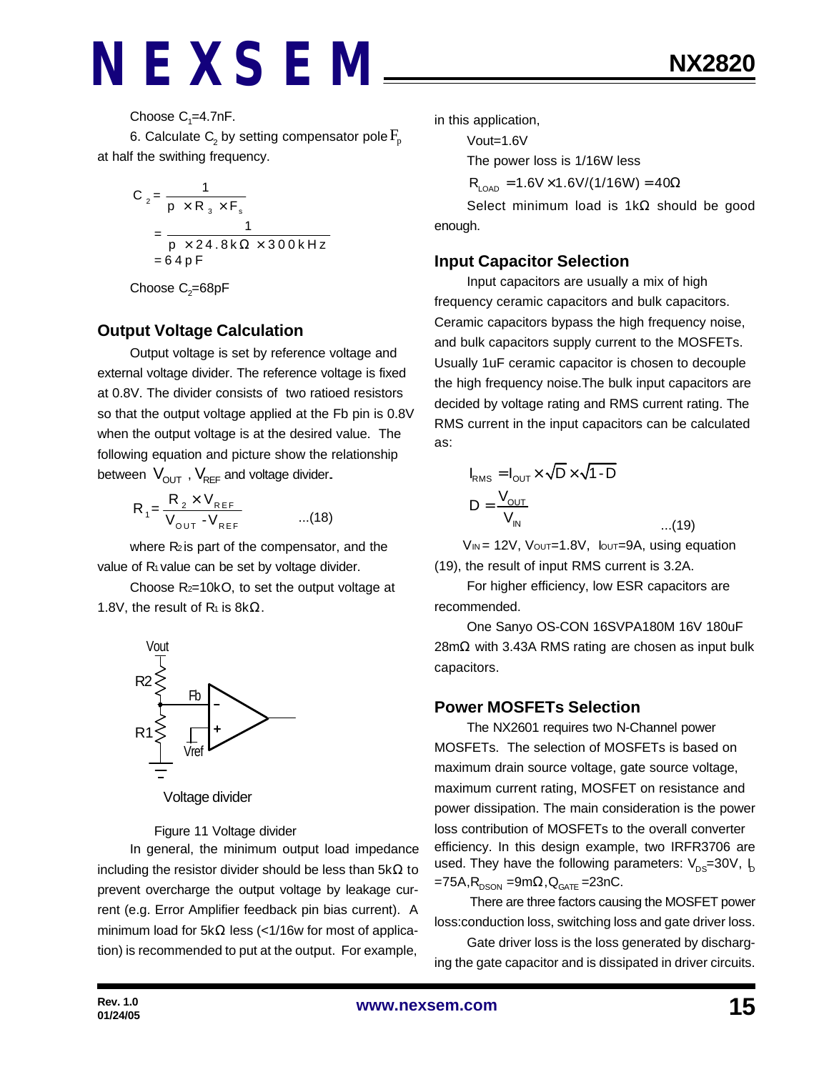Choose $C_1$=4.7nF.

6. Calculate $C_2$ by setting compensator pole $F_p$ at half the swithing frequency.

$$C_2 = \frac{1}{p \times R_3 \times F_s}$$
$$= \frac{1}{p \times 24.8k\Omega \times 300kHz}$$
$$= 64pF$$

Choose $C_2$=68pF

## Output Voltage Calculation

Output voltage is set by reference voltage and external voltage divider. The reference voltage is fixed at 0.8V. The divider consists of two ratioed resistors so that the output voltage applied at the Fb pin is 0.8V when the output voltage is at the desired value. The following equation and picture show the relationship between $V_{OUT}$ , $V_{REF}$ and voltage divider.

$$R_1 = \frac{R_2 \times V_{REF}}{V_{OUT} - V_{REF}} \qquad ...(18)$$

where $R_2$ is part of the compensator, and the value of $R_1$ value can be set by voltage divider.

Choose $R_2$=10kO, to set the output voltage at 1.8V, the result of $R_1$ is 8kΩ.

Voltage divider

Figure 11 Voltage divider

In general, the minimum output load impedance including the resistor divider should be less than 5kΩ to prevent overcharge the output voltage by leakage current (e.g. Error Amplifier feedback pin bias current). A minimum load for 5kΩ less (<1/16w for most of application) is recommended to put at the output. For example, in this application,

Vout=1.6V

The power loss is 1/16W less

$R_{LOAD}$ =1.6V×1.6V/(1/16W) = 40Ω

Select minimum load is 1kΩ should be good enough.

## Input Capacitor Selection

Input capacitors are usually a mix of high frequency ceramic capacitors and bulk capacitors. Ceramic capacitors bypass the high frequency noise, and bulk capacitors supply current to the MOSFETs. Usually 1uF ceramic capacitor is chosen to decouple the high frequency noise.The bulk input capacitors are decided by voltage rating and RMS current rating. The RMS current in the input capacitors can be calculated as:

$$I_{RMS} = I_{OUT} \times \sqrt{D} \times \sqrt{1-D}$$
$$D = \frac{V_{OUT}}{V_{IN}} \qquad ...(19)$$

$V_{IN}$ = 12V, $V_{OUT}$=1.8V, $I_{OUT}$=9A, using equation (19), the result of input RMS current is 3.2A.

For higher efficiency, low ESR capacitors are recommended.

One Sanyo OS-CON 16SVPA180M 16V 180uF 28mΩ with 3.43A RMS rating are chosen as input bulk capacitors.

## Power MOSFETs Selection

The NX2601 requires two N-Channel power MOSFETs. The selection of MOSFETs is based on maximum drain source voltage, gate source voltage, maximum current rating, MOSFET on resistance and power dissipation. The main consideration is the power loss contribution of MOSFETs to the overall converter efficiency. In this design example, two IRFR3706 are used. They have the following parameters: $V_{DS}$=30V, $I_D$ =75A,$R_{DSON}$ =9mΩ,$Q_{GATE}$ =23nC.

There are three factors causing the MOSFET power loss:conduction loss, switching loss and gate driver loss.

Gate driver loss is the loss generated by discharging the gate capacitor and is dissipated in driver circuits.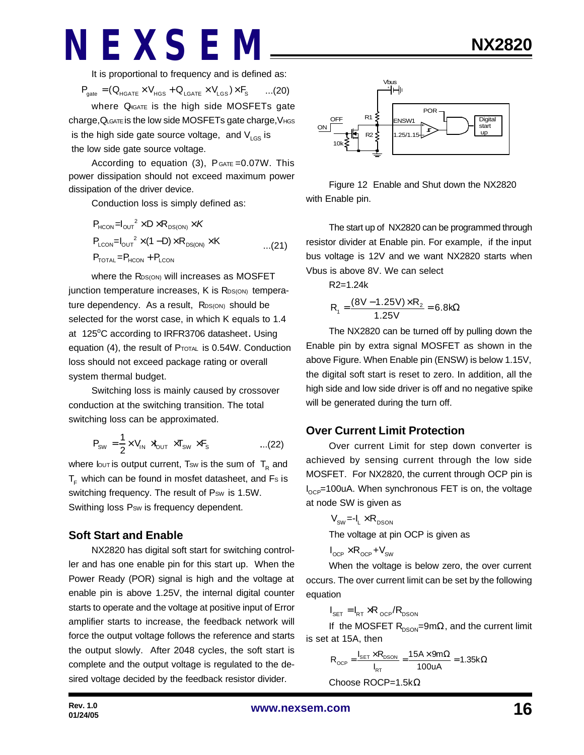It is proportional to frequency and is defined as:

$$P_{gate} = (Q_{HGATE} \times V_{HGS} + Q_{LGATE} \times V_{LGS}) \times F_S \quad ...(20)$$

where $Q_{HGATE}$ is the high side MOSFETs gate charge, $Q_{LGATE}$ is the low side MOSFETs gate charge, $V_{HGS}$ is the high side gate source voltage, and $V_{LGS}$ is the low side gate source voltage.

According to equation (3), $P_{GATE}$=0.07W. This power dissipation should not exceed maximum power dissipation of the driver device.

Conduction loss is simply defined as:

$$P_{HCON} = I_{OUT}^2 \times D \times R_{DS(ON)} \times K$$
$$P_{LCON} = I_{OUT}^2 \times (1-D) \times R_{DS(ON)} \times K \quad ...(21)$$
$$P_{TOTAL} = P_{HCON} + P_{LCON}$$

where the $R_{DS(ON)}$ will increases as MOSFET junction temperature increases, K is $R_{DS(ON)}$ temperature dependency. As a result, $R_{DS(ON)}$ should be selected for the worst case, in which K equals to 1.4 at 125°C according to IRFR3706 datasheet. Using equation (4), the result of $P_{TOTAL}$ is 0.54W. Conduction loss should not exceed package rating or overall system thermal budget.

Switching loss is mainly caused by crossover conduction at the switching transition. The total switching loss can be approximated.

$$P_{SW} = \frac{1}{2} \times V_{IN} \times I_{OUT} \times T_{SW} \times F_S \quad ...(22)$$

where $I_{OUT}$ is output current, $T_{SW}$ is the sum of $T_R$ and $T_F$ which can be found in mosfet datasheet, and $F_S$ is switching frequency. The result of $P_{SW}$ is 1.5W. Swithing loss $P_{SW}$ is frequency dependent.

## Soft Start and Enable

NX2820 has digital soft start for switching controller and has one enable pin for this start up. When the Power Ready (POR) signal is high and the voltage at enable pin is above 1.25V, the internal digital counter starts to operate and the voltage at positive input of Error amplifier starts to increase, the feedback network will force the output voltage follows the reference and starts the output slowly. After 2048 cycles, the soft start is complete and the output voltage is regulated to the desired voltage decided by the feedback resistor divider.

Figure 12 Enable and Shut down the NX2820 with Enable pin.

The start up of NX2820 can be programmed through resistor divider at Enable pin. For example, if the input bus voltage is 12V and we want NX2820 starts when Vbus is above 8V. We can select

R2=1.24k

$$R_1 = \frac{(8V - 1.25V) \times R_2}{1.25V} = 6.8k\Omega$$

The NX2820 can be turned off by pulling down the Enable pin by extra signal MOSFET as shown in the above Figure. When Enable pin (ENSW) is below 1.15V, the digital soft start is reset to zero. In addition, all the high side and low side driver is off and no negative spike will be generated during the turn off.

## Over Current Limit Protection

Over current Limit for step down converter is achieved by sensing current through the low side MOSFET. For NX2820, the current through OCP pin is $I_{OCP}$=100uA. When synchronous FET is on, the voltage at node SW is given as

$$V_{SW} = -I_L \times R_{DSON}$$

The voltage at pin OCP is given as

$$I_{OCP} \times R_{OCP} + V_{SW}$$

When the voltage is below zero, the over current occurs. The over current limit can be set by the following equation

$$I_{SET} = I_{RT} \times R_{OCP} / R_{DSON}$$

If the MOSFET $R_{DSON}$=9mΩ, and the current limit is set at 15A, then

$$R_{OCP} = \frac{I_{SET} \times R_{DSON}}{I_{RT}} = \frac{15A \times 9m\Omega}{100uA} = 1.35k\Omega$$

Choose ROCP=1.5kΩ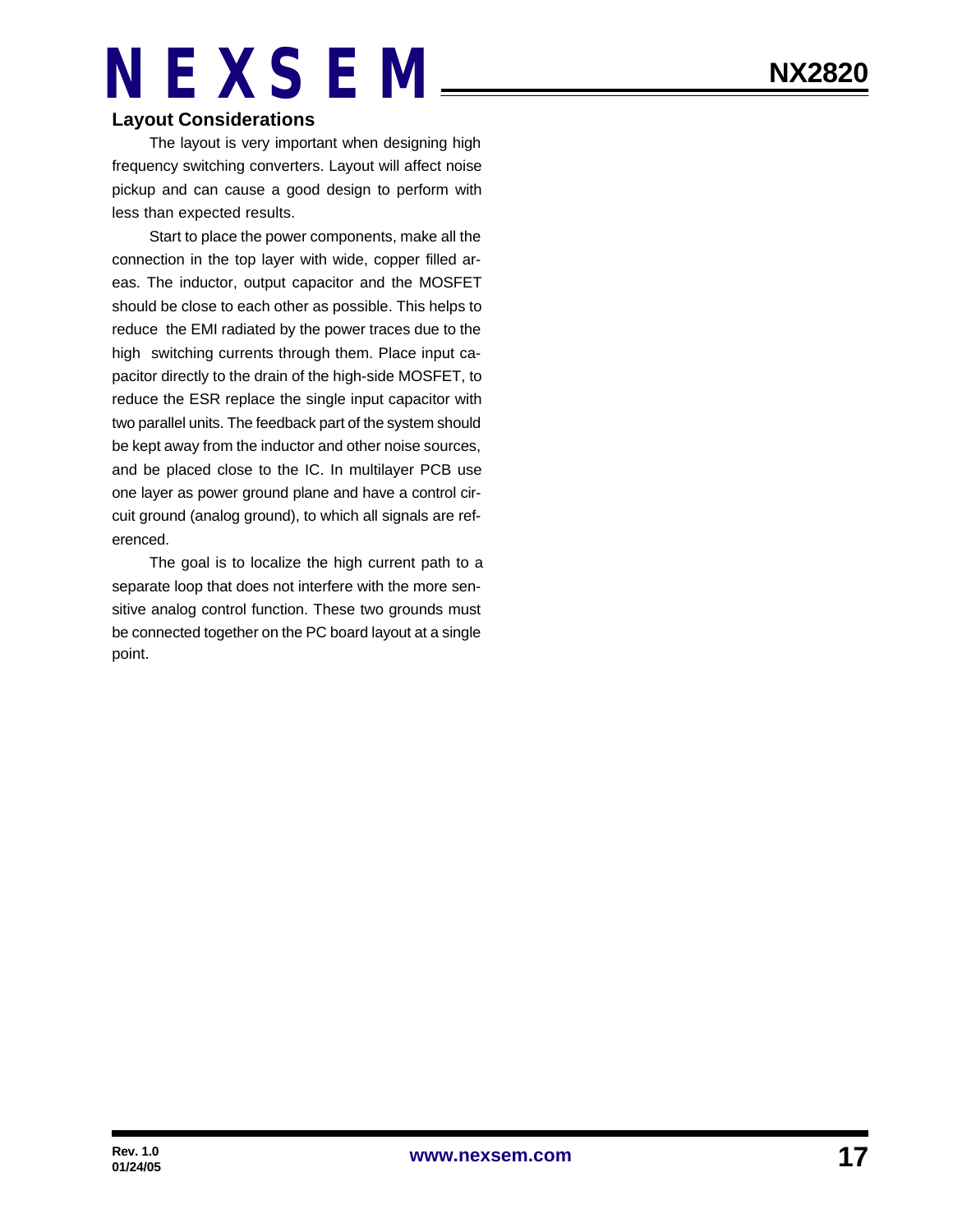## Layout Considerations

The layout is very important when designing high frequency switching converters. Layout will affect noise pickup and can cause a good design to perform with less than expected results.

Start to place the power components, make all the connection in the top layer with wide, copper filled areas. The inductor, output capacitor and the MOSFET should be close to each other as possible. This helps to reduce the EMI radiated by the power traces due to the high switching currents through them. Place input capacitor directly to the drain of the high-side MOSFET, to reduce the ESR replace the single input capacitor with two parallel units. The feedback part of the system should be kept away from the inductor and other noise sources, and be placed close to the IC. In multilayer PCB use one layer as power ground plane and have a control circuit ground (analog ground), to which all signals are referenced.

The goal is to localize the high current path to a separate loop that does not interfere with the more sensitive analog control function. These two grounds must be connected together on the PC board layout at a single point.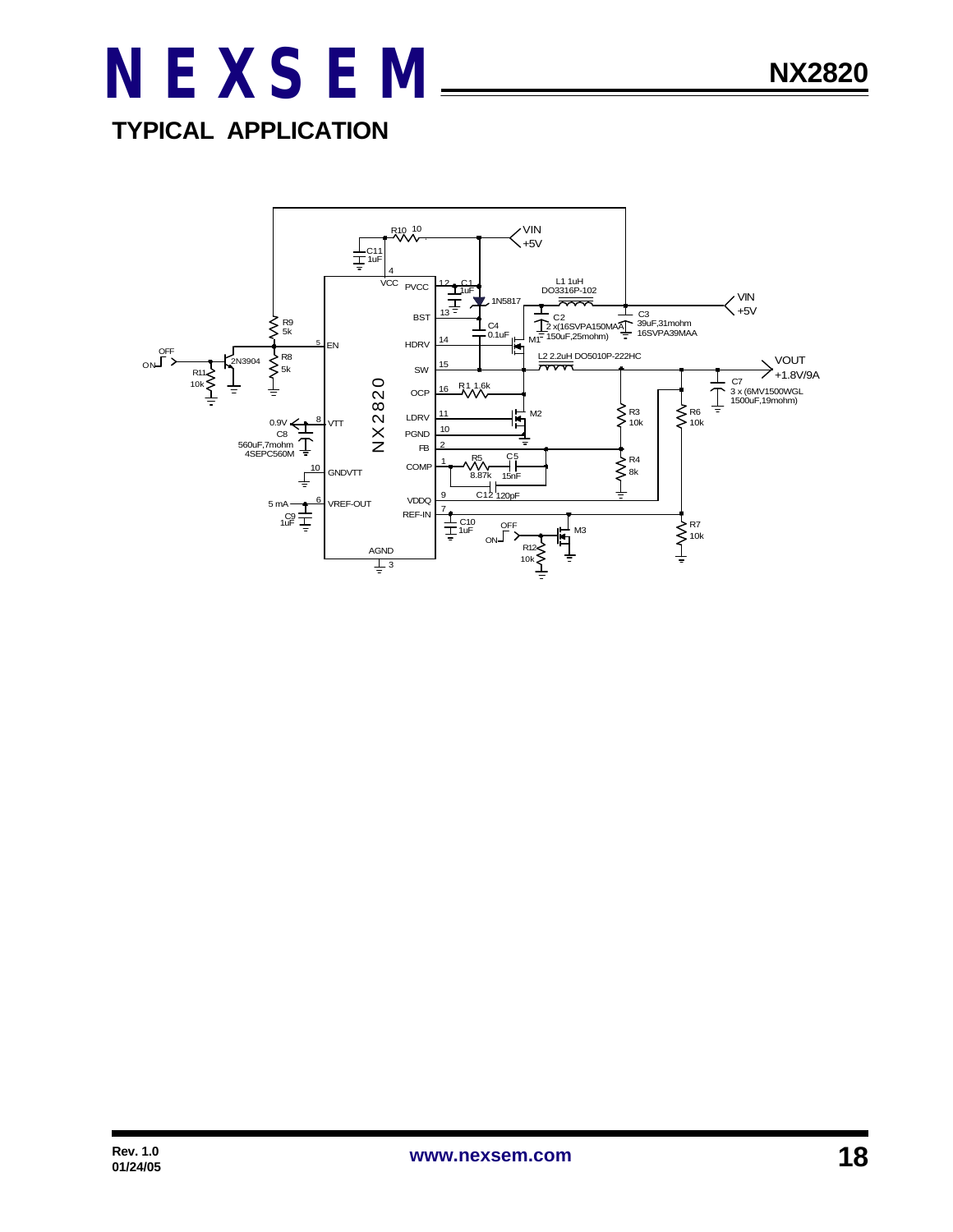## TYPICAL APPLICATION

VIN
+5V
R10 10
C11
1uF
4
VCC
PVCC
12
C1
1uF
1N5817
13
BST
C4
0.1uF
L1 1uH
DO3316P-102
VIN
+5V
C2
2 x(16SVPA150MAA
150uF,25mohm)
C3
39uF,31mohm
16SVPA39MAA
M1
14
HDRV
R9
5k
5
EN
OFF
ON
2N3904
R8
5k
R11
10k
15
SW
L2 2.2uH DO5010P-222HC
VOUT
+1.8V/9A
C7
3 x (6MV1500WGL
1500uF,19mohm)
16
OCP
R1 1.6k
NX2820
11
LDRV
M2
R3
10k
R6
10k
0.9V
8
VTT
C8
560uF,7mohm
4SEPC560M
10
PGND
2
FB
1
COMP
R5
8.87k
C5
15nF
R4
8k
10
GNDVTT
C12 120pF
9
VDDQ
5 mA
6
VREF-OUT
C9
1uF
7
REF-IN
C10
1uF
OFF
ON
M3
R12
10k
R7
10k
AGND
3